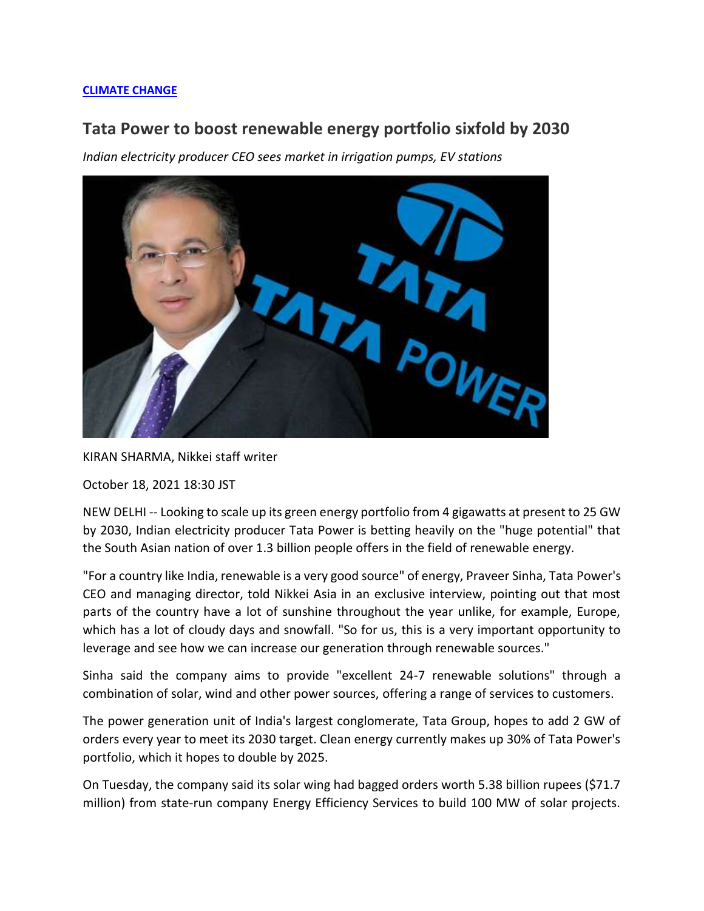**CLIMATE CHANGE**

# Tata Power to boost renewable energy portfolio sixfold by 2030

*Indian electricity producer CEO sees market in irrigation pumps, EV stations*

KIRAN SHARMA, Nikkei staff writer

October 18, 2021 18:30 JST

NEW DELHI -- Looking to scale up its green energy portfolio from 4 gigawatts at present to 25 GW by 2030, Indian electricity producer Tata Power is betting heavily on the "huge potential" that the South Asian nation of over 1.3 billion people offers in the field of renewable energy.

"For a country like India, renewable is a very good source" of energy, Praveer Sinha, Tata Power's CEO and managing director, told Nikkei Asia in an exclusive interview, pointing out that most parts of the country have a lot of sunshine throughout the year unlike, for example, Europe, which has a lot of cloudy days and snowfall. "So for us, this is a very important opportunity to leverage and see how we can increase our generation through renewable sources."

Sinha said the company aims to provide "excellent 24-7 renewable solutions" through a combination of solar, wind and other power sources, offering a range of services to customers.

The power generation unit of India's largest conglomerate, Tata Group, hopes to add 2 GW of orders every year to meet its 2030 target. Clean energy currently makes up 30% of Tata Power's portfolio, which it hopes to double by 2025.

On Tuesday, the company said its solar wing had bagged orders worth 5.38 billion rupees ($71.7 million) from state-run company Energy Efficiency Services to build 100 MW of solar projects.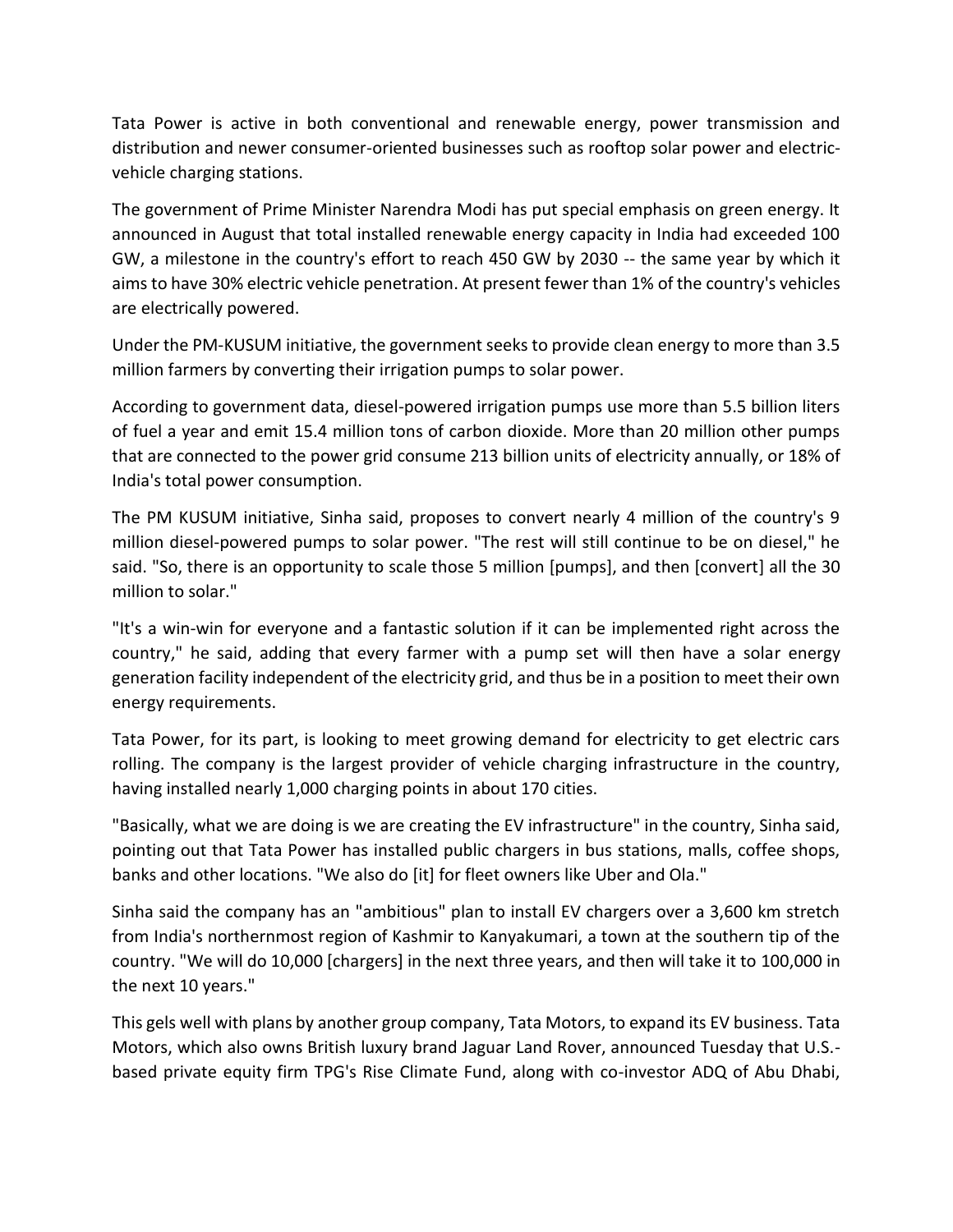Tata Power is active in both conventional and renewable energy, power transmission and distribution and newer consumer-oriented businesses such as rooftop solar power and electric-vehicle charging stations.

The government of Prime Minister Narendra Modi has put special emphasis on green energy. It announced in August that total installed renewable energy capacity in India had exceeded 100 GW, a milestone in the country's effort to reach 450 GW by 2030 -- the same year by which it aims to have 30% electric vehicle penetration. At present fewer than 1% of the country's vehicles are electrically powered.

Under the PM-KUSUM initiative, the government seeks to provide clean energy to more than 3.5 million farmers by converting their irrigation pumps to solar power.

According to government data, diesel-powered irrigation pumps use more than 5.5 billion liters of fuel a year and emit 15.4 million tons of carbon dioxide. More than 20 million other pumps that are connected to the power grid consume 213 billion units of electricity annually, or 18% of India's total power consumption.

The PM KUSUM initiative, Sinha said, proposes to convert nearly 4 million of the country's 9 million diesel-powered pumps to solar power. "The rest will still continue to be on diesel," he said. "So, there is an opportunity to scale those 5 million [pumps], and then [convert] all the 30 million to solar."

"It's a win-win for everyone and a fantastic solution if it can be implemented right across the country," he said, adding that every farmer with a pump set will then have a solar energy generation facility independent of the electricity grid, and thus be in a position to meet their own energy requirements.

Tata Power, for its part, is looking to meet growing demand for electricity to get electric cars rolling. The company is the largest provider of vehicle charging infrastructure in the country, having installed nearly 1,000 charging points in about 170 cities.

"Basically, what we are doing is we are creating the EV infrastructure" in the country, Sinha said, pointing out that Tata Power has installed public chargers in bus stations, malls, coffee shops, banks and other locations. "We also do [it] for fleet owners like Uber and Ola."

Sinha said the company has an "ambitious" plan to install EV chargers over a 3,600 km stretch from India's northernmost region of Kashmir to Kanyakumari, a town at the southern tip of the country. "We will do 10,000 [chargers] in the next three years, and then will take it to 100,000 in the next 10 years."

This gels well with plans by another group company, Tata Motors, to expand its EV business. Tata Motors, which also owns British luxury brand Jaguar Land Rover, announced Tuesday that U.S.-based private equity firm TPG's Rise Climate Fund, along with co-investor ADQ of Abu Dhabi,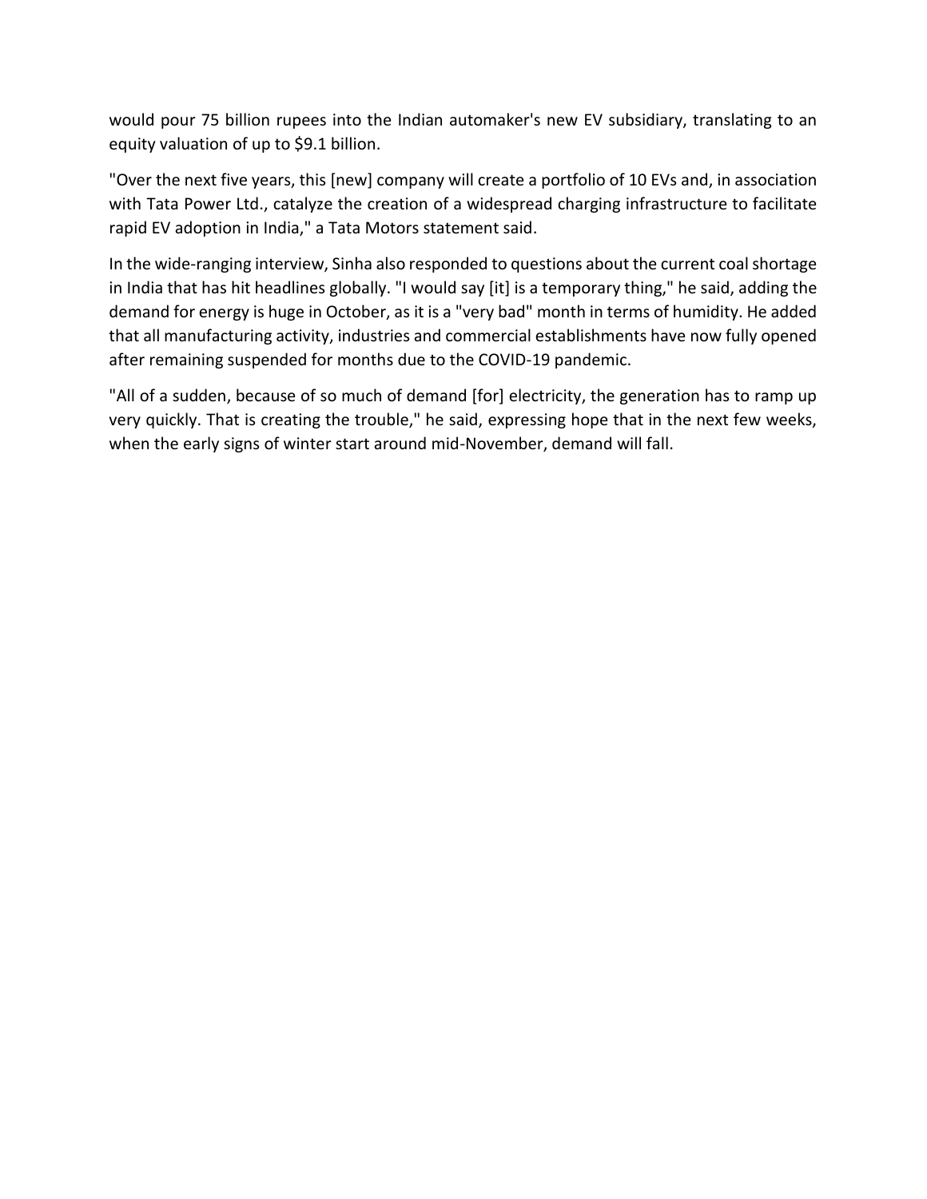would pour 75 billion rupees into the Indian automaker's new EV subsidiary, translating to an equity valuation of up to $9.1 billion.

"Over the next five years, this [new] company will create a portfolio of 10 EVs and, in association with Tata Power Ltd., catalyze the creation of a widespread charging infrastructure to facilitate rapid EV adoption in India," a Tata Motors statement said.

In the wide-ranging interview, Sinha also responded to questions about the current coal shortage in India that has hit headlines globally. "I would say [it] is a temporary thing," he said, adding the demand for energy is huge in October, as it is a "very bad" month in terms of humidity. He added that all manufacturing activity, industries and commercial establishments have now fully opened after remaining suspended for months due to the COVID-19 pandemic.

"All of a sudden, because of so much of demand [for] electricity, the generation has to ramp up very quickly. That is creating the trouble," he said, expressing hope that in the next few weeks, when the early signs of winter start around mid-November, demand will fall.